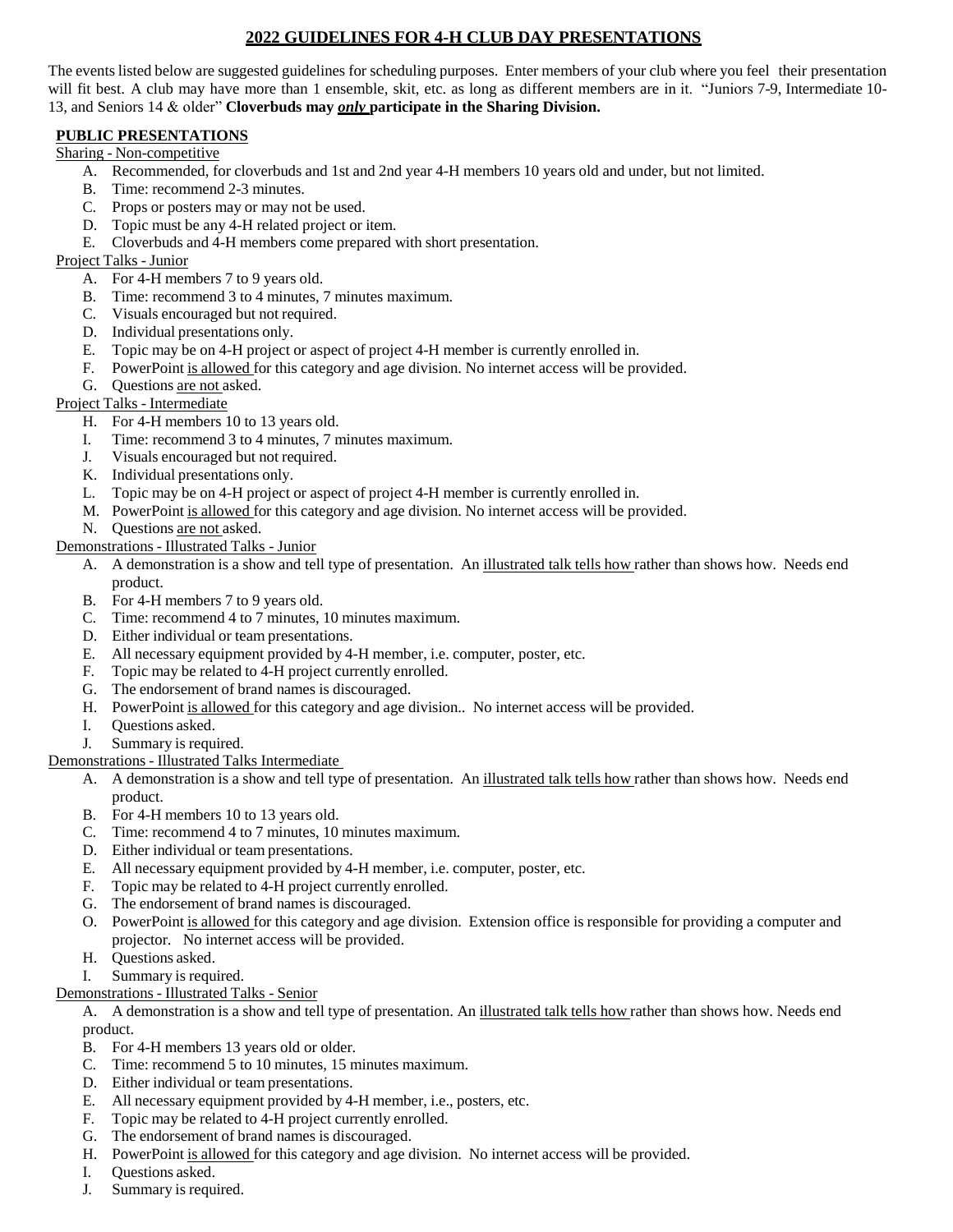# 2022 GUIDELINES FOR 4-H CLUB DAY PRESENTATIONS

The events listed below are suggested guidelines for scheduling purposes. Enter members of your club where you feel their presentation will fit best. A club may have more than 1 ensemble, skit, etc. as long as different members are in it. "Juniors 7-9, Intermediate 10-13, and Seniors 14 & older" **Cloverbuds may *only* participate in the Sharing Division.**

## PUBLIC PRESENTATIONS

Sharing - Non-competitive

A. Recommended, for cloverbuds and 1st and 2nd year 4-H members 10 years old and under, but not limited.
B. Time: recommend 2-3 minutes.
C. Props or posters may or may not be used.
D. Topic must be any 4-H related project or item.
E. Cloverbuds and 4-H members come prepared with short presentation.

Project Talks - Junior

A. For 4-H members 7 to 9 years old.
B. Time: recommend 3 to 4 minutes, 7 minutes maximum.
C. Visuals encouraged but not required.
D. Individual presentations only.
E. Topic may be on 4-H project or aspect of project 4-H member is currently enrolled in.
F. PowerPoint is allowed for this category and age division. No internet access will be provided.
G. Questions are not asked.

Project Talks - Intermediate

H. For 4-H members 10 to 13 years old.
I. Time: recommend 3 to 4 minutes, 7 minutes maximum.
J. Visuals encouraged but not required.
K. Individual presentations only.
L. Topic may be on 4-H project or aspect of project 4-H member is currently enrolled in.
M. PowerPoint is allowed for this category and age division. No internet access will be provided.
N. Questions are not asked.

Demonstrations - Illustrated Talks - Junior

A. A demonstration is a show and tell type of presentation. An illustrated talk tells how rather than shows how. Needs end product.
B. For 4-H members 7 to 9 years old.
C. Time: recommend 4 to 7 minutes, 10 minutes maximum.
D. Either individual or team presentations.
E. All necessary equipment provided by 4-H member, i.e. computer, poster, etc.
F. Topic may be related to 4-H project currently enrolled.
G. The endorsement of brand names is discouraged.
H. PowerPoint is allowed for this category and age division.. No internet access will be provided.
I. Questions asked.
J. Summary is required.

Demonstrations - Illustrated Talks Intermediate

A. A demonstration is a show and tell type of presentation. An illustrated talk tells how rather than shows how. Needs end product.
B. For 4-H members 10 to 13 years old.
C. Time: recommend 4 to 7 minutes, 10 minutes maximum.
D. Either individual or team presentations.
E. All necessary equipment provided by 4-H member, i.e. computer, poster, etc.
F. Topic may be related to 4-H project currently enrolled.
G. The endorsement of brand names is discouraged.
O. PowerPoint is allowed for this category and age division. Extension office is responsible for providing a computer and projector. No internet access will be provided.
H. Questions asked.
I. Summary is required.

Demonstrations - Illustrated Talks - Senior

A. A demonstration is a show and tell type of presentation. An illustrated talk tells how rather than shows how. Needs end product.
B. For 4-H members 13 years old or older.
C. Time: recommend 5 to 10 minutes, 15 minutes maximum.
D. Either individual or team presentations.
E. All necessary equipment provided by 4-H member, i.e., posters, etc.
F. Topic may be related to 4-H project currently enrolled.
G. The endorsement of brand names is discouraged.
H. PowerPoint is allowed for this category and age division. No internet access will be provided.
I. Questions asked.
J. Summary is required.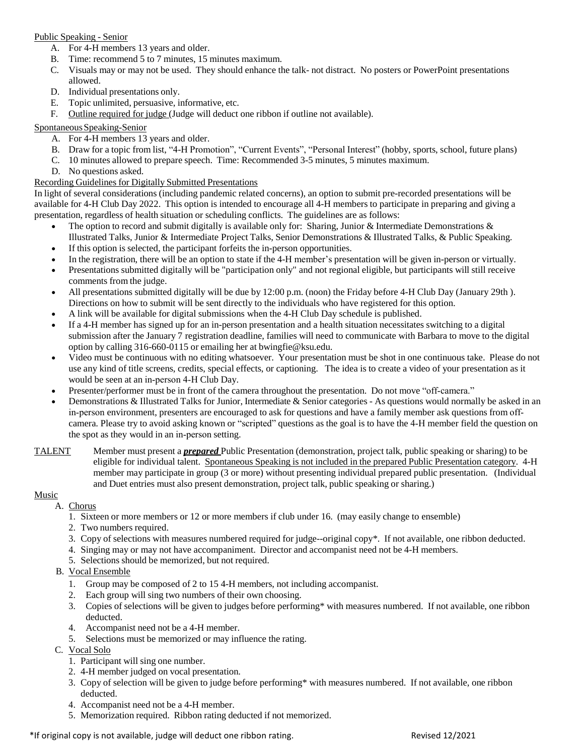Public Speaking - Senior

A. For 4-H members 13 years and older.
B. Time: recommend 5 to 7 minutes, 15 minutes maximum.
C. Visuals may or may not be used. They should enhance the talk- not distract. No posters or PowerPoint presentations allowed.
D. Individual presentations only.
E. Topic unlimited, persuasive, informative, etc.
F. Outline required for judge (Judge will deduct one ribbon if outline not available).

Spontaneous Speaking-Senior

A. For 4-H members 13 years and older.
B. Draw for a topic from list, "4-H Promotion", "Current Events", "Personal Interest" (hobby, sports, school, future plans)
C. 10 minutes allowed to prepare speech. Time: Recommended 3-5 minutes, 5 minutes maximum.
D. No questions asked.

Recording Guidelines for Digitally Submitted Presentations

In light of several considerations (including pandemic related concerns), an option to submit pre-recorded presentations will be available for 4-H Club Day 2022. This option is intended to encourage all 4-H members to participate in preparing and giving a presentation, regardless of health situation or scheduling conflicts. The guidelines are as follows:

- The option to record and submit digitally is available only for: Sharing, Junior & Intermediate Demonstrations & Illustrated Talks, Junior & Intermediate Project Talks, Senior Demonstrations & Illustrated Talks, & Public Speaking.
- If this option is selected, the participant forfeits the in-person opportunities.
- In the registration, there will be an option to state if the 4-H member's presentation will be given in-person or virtually.
- Presentations submitted digitally will be "participation only" and not regional eligible, but participants will still receive comments from the judge.
- All presentations submitted digitally will be due by 12:00 p.m. (noon) the Friday before 4-H Club Day (January 29th ). Directions on how to submit will be sent directly to the individuals who have registered for this option.
- A link will be available for digital submissions when the 4-H Club Day schedule is published.
- If a 4-H member has signed up for an in-person presentation and a health situation necessitates switching to a digital submission after the January 7 registration deadline, families will need to communicate with Barbara to move to the digital option by calling 316-660-0115 or emailing her at bwingfie@ksu.edu.
- Video must be continuous with no editing whatsoever. Your presentation must be shot in one continuous take. Please do not use any kind of title screens, credits, special effects, or captioning. The idea is to create a video of your presentation as it would be seen at an in-person 4-H Club Day.
- Presenter/performer must be in front of the camera throughout the presentation. Do not move "off-camera."
- Demonstrations & Illustrated Talks for Junior, Intermediate & Senior categories - As questions would normally be asked in an in-person environment, presenters are encouraged to ask for questions and have a family member ask questions from off-camera. Please try to avoid asking known or "scripted" questions as the goal is to have the 4-H member field the question on the spot as they would in an in-person setting.

TALENT Member must present a ***prepared*** Public Presentation (demonstration, project talk, public speaking or sharing) to be eligible for individual talent. Spontaneous Speaking is not included in the prepared Public Presentation category. 4-H member may participate in group (3 or more) without presenting individual prepared public presentation. (Individual and Duet entries must also present demonstration, project talk, public speaking or sharing.)

Music

A. Chorus
   1. Sixteen or more members or 12 or more members if club under 16. (may easily change to ensemble)
   2. Two numbers required.
   3. Copy of selections with measures numbered required for judge--original copy*. If not available, one ribbon deducted.
   4. Singing may or may not have accompaniment. Director and accompanist need not be 4-H members.
   5. Selections should be memorized, but not required.

B. Vocal Ensemble
   1. Group may be composed of 2 to 15 4-H members, not including accompanist.
   2. Each group will sing two numbers of their own choosing.
   3. Copies of selections will be given to judges before performing* with measures numbered. If not available, one ribbon deducted.
   4. Accompanist need not be a 4-H member.
   5. Selections must be memorized or may influence the rating.

C. Vocal Solo
   1. Participant will sing one number.
   2. 4-H member judged on vocal presentation.
   3. Copy of selection will be given to judge before performing* with measures numbered. If not available, one ribbon deducted.
   4. Accompanist need not be a 4-H member.
   5. Memorization required. Ribbon rating deducted if not memorized.

*If original copy is not available, judge will deduct one ribbon rating.

Revised 12/2021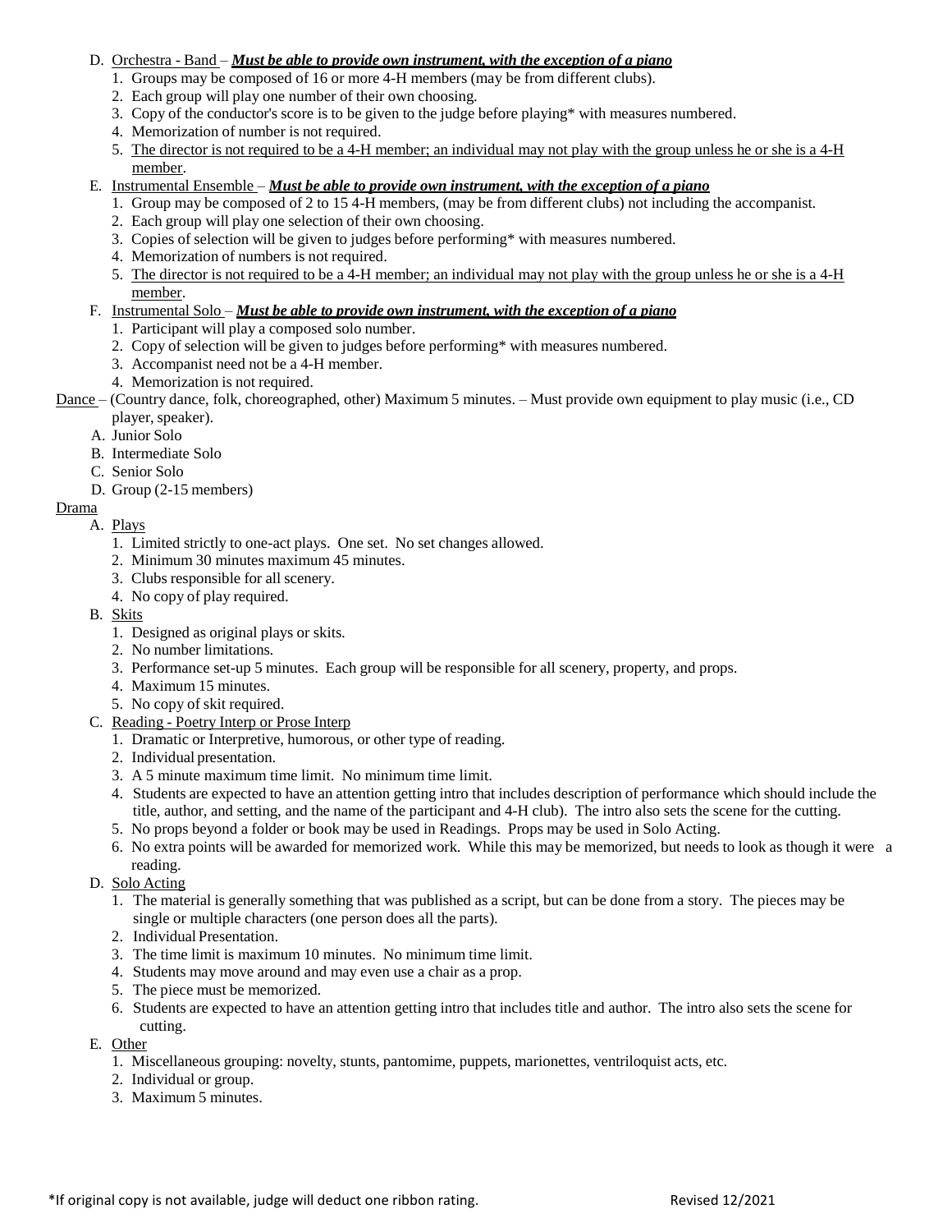D. Orchestra - Band – ***Must be able to provide own instrument, with the exception of a piano***

1. Groups may be composed of 16 or more 4-H members (may be from different clubs).
2. Each group will play one number of their own choosing.
3. Copy of the conductor's score is to be given to the judge before playing* with measures numbered.
4. Memorization of number is not required.
5. The director is not required to be a 4-H member; an individual may not play with the group unless he or she is a 4-H member.

E. Instrumental Ensemble – ***Must be able to provide own instrument, with the exception of a piano***

1. Group may be composed of 2 to 15 4-H members, (may be from different clubs) not including the accompanist.
2. Each group will play one selection of their own choosing.
3. Copies of selection will be given to judges before performing* with measures numbered.
4. Memorization of numbers is not required.
5. The director is not required to be a 4-H member; an individual may not play with the group unless he or she is a 4-H member.

F. Instrumental Solo – ***Must be able to provide own instrument, with the exception of a piano***

1. Participant will play a composed solo number.
2. Copy of selection will be given to judges before performing* with measures numbered.
3. Accompanist need not be a 4-H member.
4. Memorization is not required.

Dance – (Country dance, folk, choreographed, other) Maximum 5 minutes. – Must provide own equipment to play music (i.e., CD player, speaker).

A. Junior Solo
B. Intermediate Solo
C. Senior Solo
D. Group (2-15 members)

Drama

A. Plays

1. Limited strictly to one-act plays. One set. No set changes allowed.
2. Minimum 30 minutes maximum 45 minutes.
3. Clubs responsible for all scenery.
4. No copy of play required.

B. Skits

1. Designed as original plays or skits.
2. No number limitations.
3. Performance set-up 5 minutes. Each group will be responsible for all scenery, property, and props.
4. Maximum 15 minutes.
5. No copy of skit required.

C. Reading - Poetry Interp or Prose Interp

1. Dramatic or Interpretive, humorous, or other type of reading.
2. Individual presentation.
3. A 5 minute maximum time limit. No minimum time limit.
4. Students are expected to have an attention getting intro that includes description of performance which should include the title, author, and setting, and the name of the participant and 4-H club). The intro also sets the scene for the cutting.
5. No props beyond a folder or book may be used in Readings. Props may be used in Solo Acting.
6. No extra points will be awarded for memorized work. While this may be memorized, but needs to look as though it were a reading.

D. Solo Acting

1. The material is generally something that was published as a script, but can be done from a story. The pieces may be single or multiple characters (one person does all the parts).
2. Individual Presentation.
3. The time limit is maximum 10 minutes. No minimum time limit.
4. Students may move around and may even use a chair as a prop.
5. The piece must be memorized.
6. Students are expected to have an attention getting intro that includes title and author. The intro also sets the scene for cutting.

E. Other

1. Miscellaneous grouping: novelty, stunts, pantomime, puppets, marionettes, ventriloquist acts, etc.
2. Individual or group.
3. Maximum 5 minutes.

*If original copy is not available, judge will deduct one ribbon rating.

Revised 12/2021